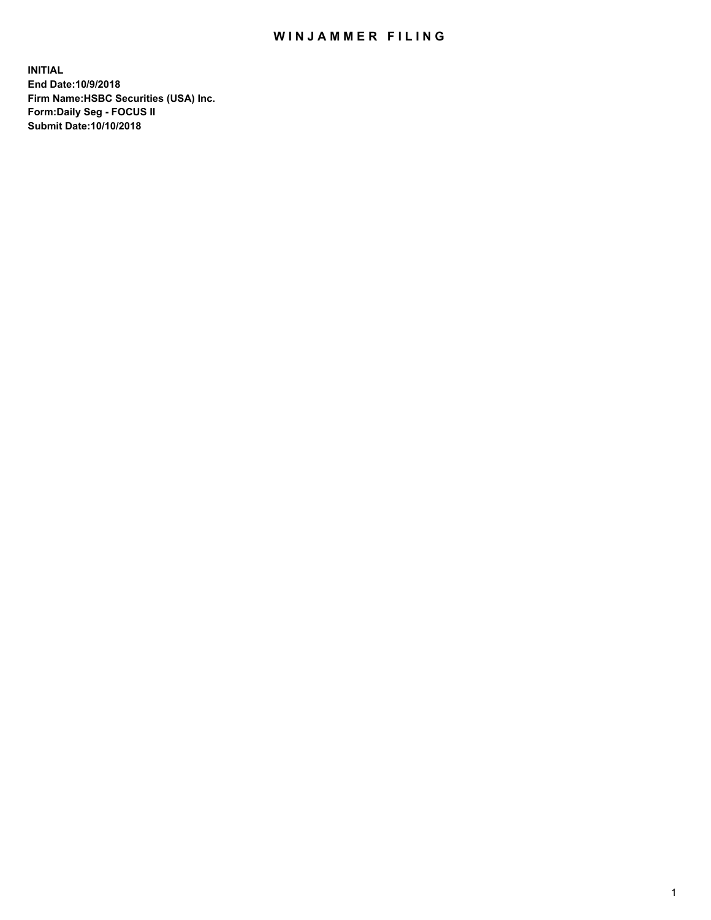# WINJAMMER FILING

**INITIAL**
**End Date:10/9/2018**
**Firm Name:HSBC Securities (USA) Inc.**
**Form:Daily Seg - FOCUS II**
**Submit Date:10/10/2018**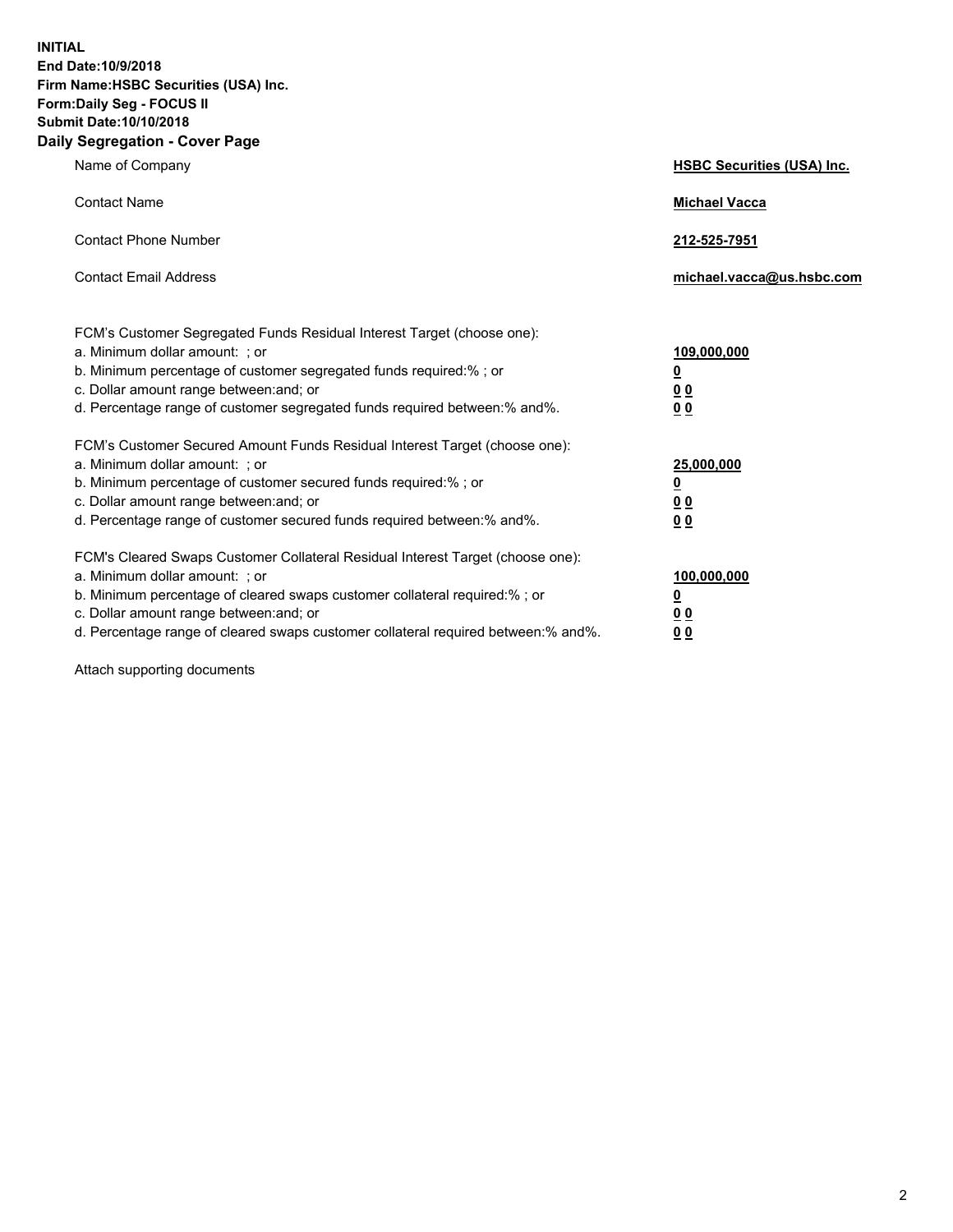**INITIAL**
**End Date:10/9/2018**
**Firm Name:HSBC Securities (USA) Inc.**
**Form:Daily Seg - FOCUS II**
**Submit Date:10/10/2018**

## Daily Segregation - Cover Page

| | |
|---|---|
| Name of Company | **HSBC Securities (USA) Inc.** |
| Contact Name | **Michael Vacca** |
| Contact Phone Number | **212-525-7951** |
| Contact Email Address | **michael.vacca@us.hsbc.com** |

| | |
|---|---|
| FCM's Customer Segregated Funds Residual Interest Target (choose one): | |
| a. Minimum dollar amount: ; or | **109,000,000** |
| b. Minimum percentage of customer segregated funds required:% ; or | **0** |
| c. Dollar amount range between:and; or | **0 0** |
| d. Percentage range of customer segregated funds required between:% and%. | **0 0** |
| FCM's Customer Secured Amount Funds Residual Interest Target (choose one): | |
| a. Minimum dollar amount: ; or | **25,000,000** |
| b. Minimum percentage of customer secured funds required:% ; or | **0** |
| c. Dollar amount range between:and; or | **0 0** |
| d. Percentage range of customer secured funds required between:% and%. | **0 0** |
| FCM's Cleared Swaps Customer Collateral Residual Interest Target (choose one): | |
| a. Minimum dollar amount: ; or | **100,000,000** |
| b. Minimum percentage of cleared swaps customer collateral required:% ; or | **0** |
| c. Dollar amount range between:and; or | **0 0** |
| d. Percentage range of cleared swaps customer collateral required between:% and%. | **0 0** |

Attach supporting documents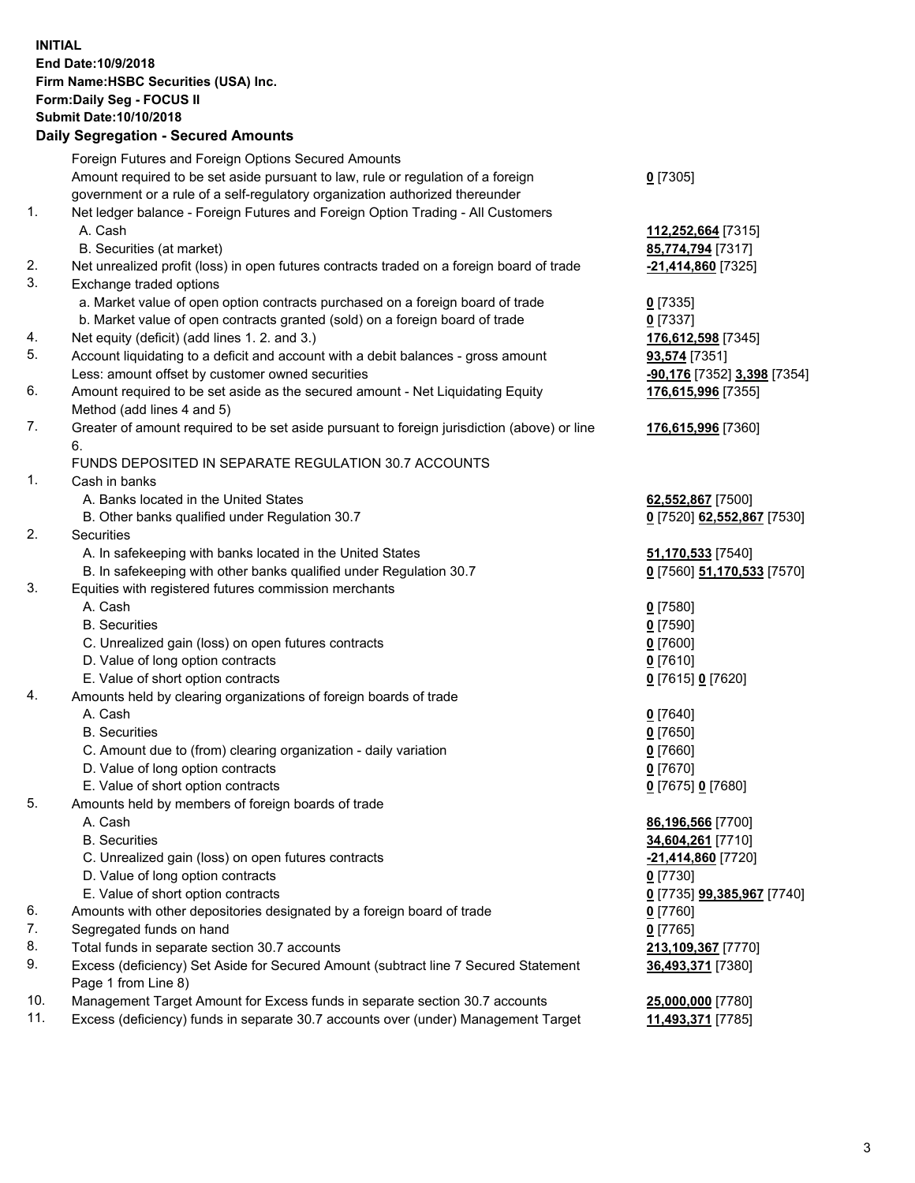**INITIAL**
**End Date:10/9/2018**
**Firm Name:HSBC Securities (USA) Inc.**
**Form:Daily Seg - FOCUS II**
**Submit Date:10/10/2018**

**Daily Segregation - Secured Amounts**

| | | |
|---|---|---|
| | Foreign Futures and Foreign Options Secured Amounts | |
| | Amount required to be set aside pursuant to law, rule or regulation of a foreign government or a rule of a self-regulatory organization authorized thereunder | **0** [7305] |
| 1. | Net ledger balance - Foreign Futures and Foreign Option Trading - All Customers | |
| | A. Cash | **112,252,664** [7315] |
| | B. Securities (at market) | **85,774,794** [7317] |
| 2. | Net unrealized profit (loss) in open futures contracts traded on a foreign board of trade | **-21,414,860** [7325] |
| 3. | Exchange traded options | |
| | a. Market value of open option contracts purchased on a foreign board of trade | **0** [7335] |
| | b. Market value of open contracts granted (sold) on a foreign board of trade | **0** [7337] |
| 4. | Net equity (deficit) (add lines 1. 2. and 3.) | **176,612,598** [7345] |
| 5. | Account liquidating to a deficit and account with a debit balances - gross amount | **93,574** [7351] |
| | Less: amount offset by customer owned securities | **-90,176** [7352] **3,398** [7354] |
| 6. | Amount required to be set aside as the secured amount - Net Liquidating Equity Method (add lines 4 and 5) | **176,615,996** [7355] |
| 7. | Greater of amount required to be set aside pursuant to foreign jurisdiction (above) or line 6. | **176,615,996** [7360] |
| | FUNDS DEPOSITED IN SEPARATE REGULATION 30.7 ACCOUNTS | |
| 1. | Cash in banks | |
| | A. Banks located in the United States | **62,552,867** [7500] |
| | B. Other banks qualified under Regulation 30.7 | **0** [7520] **62,552,867** [7530] |
| 2. | Securities | |
| | A. In safekeeping with banks located in the United States | **51,170,533** [7540] |
| | B. In safekeeping with other banks qualified under Regulation 30.7 | **0** [7560] **51,170,533** [7570] |
| 3. | Equities with registered futures commission merchants | |
| | A. Cash | **0** [7580] |
| | B. Securities | **0** [7590] |
| | C. Unrealized gain (loss) on open futures contracts | **0** [7600] |
| | D. Value of long option contracts | **0** [7610] |
| | E. Value of short option contracts | **0** [7615] **0** [7620] |
| 4. | Amounts held by clearing organizations of foreign boards of trade | |
| | A. Cash | **0** [7640] |
| | B. Securities | **0** [7650] |
| | C. Amount due to (from) clearing organization - daily variation | **0** [7660] |
| | D. Value of long option contracts | **0** [7670] |
| | E. Value of short option contracts | **0** [7675] **0** [7680] |
| 5. | Amounts held by members of foreign boards of trade | |
| | A. Cash | **86,196,566** [7700] |
| | B. Securities | **34,604,261** [7710] |
| | C. Unrealized gain (loss) on open futures contracts | **-21,414,860** [7720] |
| | D. Value of long option contracts | **0** [7730] |
| | E. Value of short option contracts | **0** [7735] **99,385,967** [7740] |
| 6. | Amounts with other depositories designated by a foreign board of trade | **0** [7760] |
| 7. | Segregated funds on hand | **0** [7765] |
| 8. | Total funds in separate section 30.7 accounts | **213,109,367** [7770] |
| 9. | Excess (deficiency) Set Aside for Secured Amount (subtract line 7 Secured Statement Page 1 from Line 8) | **36,493,371** [7380] |
| 10. | Management Target Amount for Excess funds in separate section 30.7 accounts | **25,000,000** [7780] |
| 11. | Excess (deficiency) funds in separate 30.7 accounts over (under) Management Target | **11,493,371** [7785] |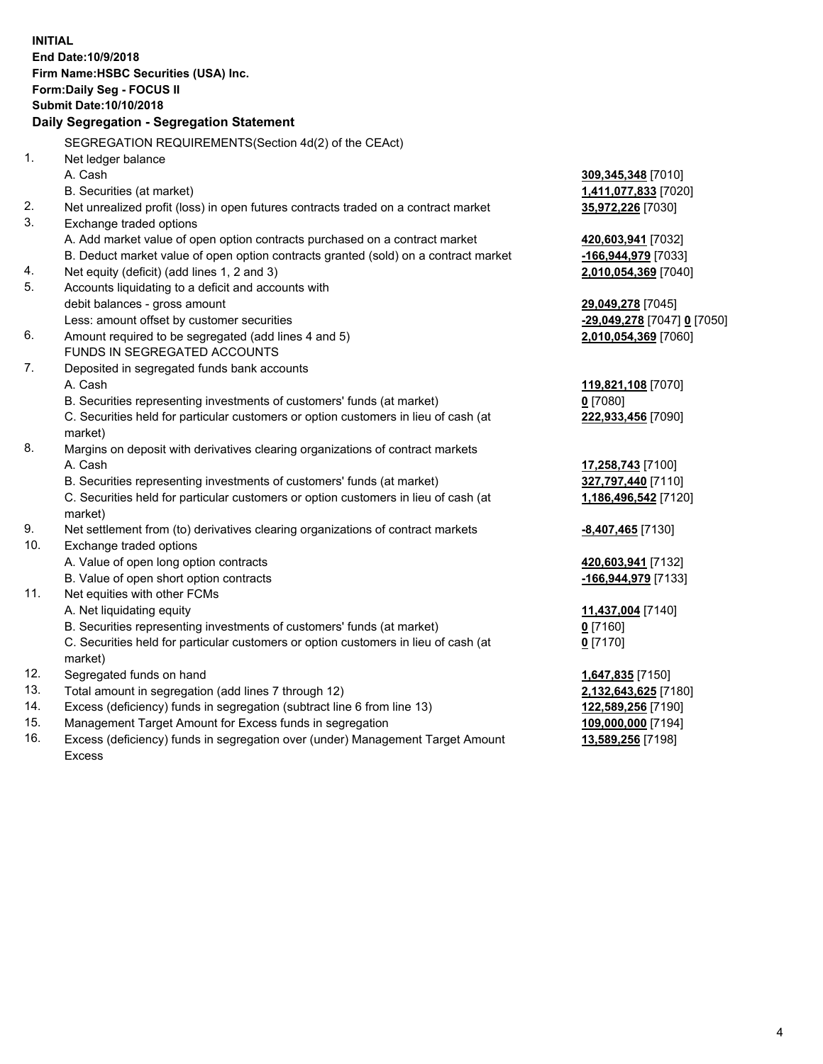**INITIAL**
**End Date:10/9/2018**
**Firm Name:HSBC Securities (USA) Inc.**
**Form:Daily Seg - FOCUS II**
**Submit Date:10/10/2018**

### Daily Segregation - Segregation Statement

| | | |
|---|---|---|
| | SEGREGATION REQUIREMENTS(Section 4d(2) of the CEAct) | |
| 1. | Net ledger balance | |
| | A. Cash | **309,345,348** [7010] |
| | B. Securities (at market) | **1,411,077,833** [7020] |
| 2. | Net unrealized profit (loss) in open futures contracts traded on a contract market | **35,972,226** [7030] |
| 3. | Exchange traded options | |
| | A. Add market value of open option contracts purchased on a contract market | **420,603,941** [7032] |
| | B. Deduct market value of open option contracts granted (sold) on a contract market | **-166,944,979** [7033] |
| 4. | Net equity (deficit) (add lines 1, 2 and 3) | **2,010,054,369** [7040] |
| 5. | Accounts liquidating to a deficit and accounts with debit balances - gross amount | **29,049,278** [7045] |
| | Less: amount offset by customer securities | **-29,049,278** [7047] **0** [7050] |
| 6. | Amount required to be segregated (add lines 4 and 5) | **2,010,054,369** [7060] |
| | FUNDS IN SEGREGATED ACCOUNTS | |
| 7. | Deposited in segregated funds bank accounts | |
| | A. Cash | **119,821,108** [7070] |
| | B. Securities representing investments of customers' funds (at market) | **0** [7080] |
| | C. Securities held for particular customers or option customers in lieu of cash (at market) | **222,933,456** [7090] |
| 8. | Margins on deposit with derivatives clearing organizations of contract markets | |
| | A. Cash | **17,258,743** [7100] |
| | B. Securities representing investments of customers' funds (at market) | **327,797,440** [7110] |
| | C. Securities held for particular customers or option customers in lieu of cash (at market) | **1,186,496,542** [7120] |
| 9. | Net settlement from (to) derivatives clearing organizations of contract markets | **-8,407,465** [7130] |
| 10. | Exchange traded options | |
| | A. Value of open long option contracts | **420,603,941** [7132] |
| | B. Value of open short option contracts | **-166,944,979** [7133] |
| 11. | Net equities with other FCMs | |
| | A. Net liquidating equity | **11,437,004** [7140] |
| | B. Securities representing investments of customers' funds (at market) | **0** [7160] |
| | C. Securities held for particular customers or option customers in lieu of cash (at market) | **0** [7170] |
| 12. | Segregated funds on hand | **1,647,835** [7150] |
| 13. | Total amount in segregation (add lines 7 through 12) | **2,132,643,625** [7180] |
| 14. | Excess (deficiency) funds in segregation (subtract line 6 from line 13) | **122,589,256** [7190] |
| 15. | Management Target Amount for Excess funds in segregation | **109,000,000** [7194] |
| 16. | Excess (deficiency) funds in segregation over (under) Management Target Amount Excess | **13,589,256** [7198] |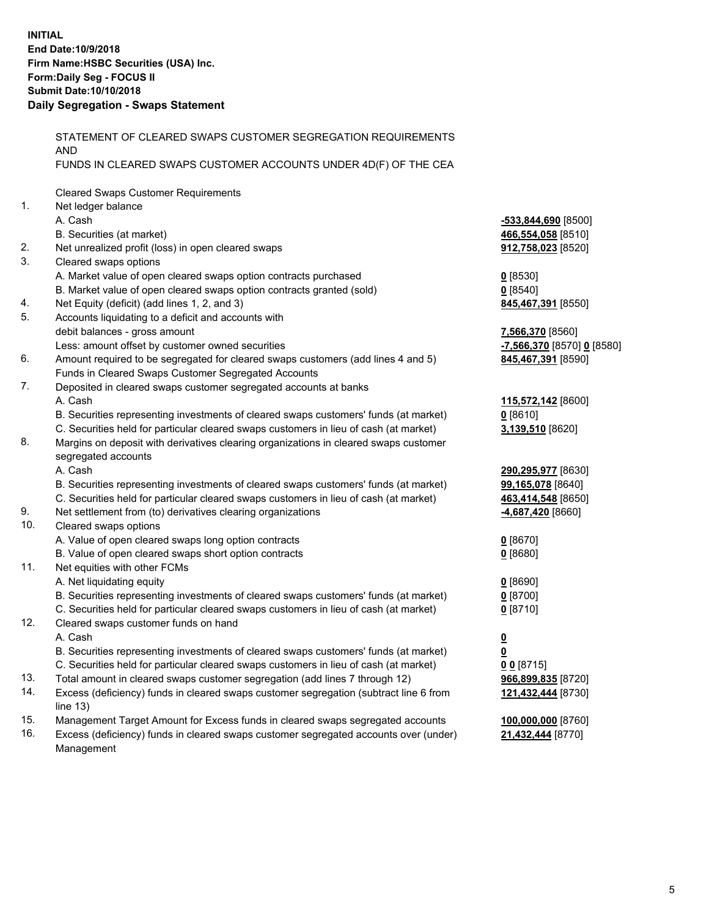**INITIAL**
**End Date:10/9/2018**
**Firm Name:HSBC Securities (USA) Inc.**
**Form:Daily Seg - FOCUS II**
**Submit Date:10/10/2018**
**Daily Segregation - Swaps Statement**

STATEMENT OF CLEARED SWAPS CUSTOMER SEGREGATION REQUIREMENTS AND FUNDS IN CLEARED SWAPS CUSTOMER ACCOUNTS UNDER 4D(F) OF THE CEA

| | | |
|---|---|---|
| | Cleared Swaps Customer Requirements | |
| 1. | Net ledger balance | |
| | A. Cash | **-533,844,690** [8500] |
| | B. Securities (at market) | **466,554,058** [8510] |
| 2. | Net unrealized profit (loss) in open cleared swaps | **912,758,023** [8520] |
| 3. | Cleared swaps options | |
| | A. Market value of open cleared swaps option contracts purchased | **0** [8530] |
| | B. Market value of open cleared swaps option contracts granted (sold) | **0** [8540] |
| 4. | Net Equity (deficit) (add lines 1, 2, and 3) | **845,467,391** [8550] |
| 5. | Accounts liquidating to a deficit and accounts with | |
| | debit balances - gross amount | **7,566,370** [8560] |
| | Less: amount offset by customer owned securities | **-7,566,370** [8570] **0** [8580] |
| 6. | Amount required to be segregated for cleared swaps customers (add lines 4 and 5) | **845,467,391** [8590] |
| | Funds in Cleared Swaps Customer Segregated Accounts | |
| 7. | Deposited in cleared swaps customer segregated accounts at banks | |
| | A. Cash | **115,572,142** [8600] |
| | B. Securities representing investments of cleared swaps customers' funds (at market) | **0** [8610] |
| | C. Securities held for particular cleared swaps customers in lieu of cash (at market) | **3,139,510** [8620] |
| 8. | Margins on deposit with derivatives clearing organizations in cleared swaps customer segregated accounts | |
| | A. Cash | **290,295,977** [8630] |
| | B. Securities representing investments of cleared swaps customers' funds (at market) | **99,165,078** [8640] |
| | C. Securities held for particular cleared swaps customers in lieu of cash (at market) | **463,414,548** [8650] |
| 9. | Net settlement from (to) derivatives clearing organizations | **-4,687,420** [8660] |
| 10. | Cleared swaps options | |
| | A. Value of open cleared swaps long option contracts | **0** [8670] |
| | B. Value of open cleared swaps short option contracts | **0** [8680] |
| 11. | Net equities with other FCMs | |
| | A. Net liquidating equity | **0** [8690] |
| | B. Securities representing investments of cleared swaps customers' funds (at market) | **0** [8700] |
| | C. Securities held for particular cleared swaps customers in lieu of cash (at market) | **0** [8710] |
| 12. | Cleared swaps customer funds on hand | |
| | A. Cash | **0** |
| | B. Securities representing investments of cleared swaps customers' funds (at market) | **0** |
| | C. Securities held for particular cleared swaps customers in lieu of cash (at market) | **0** **0** [8715] |
| 13. | Total amount in cleared swaps customer segregation (add lines 7 through 12) | **966,899,835** [8720] |
| 14. | Excess (deficiency) funds in cleared swaps customer segregation (subtract line 6 from line 13) | **121,432,444** [8730] |
| 15. | Management Target Amount for Excess funds in cleared swaps segregated accounts | **100,000,000** [8760] |
| 16. | Excess (deficiency) funds in cleared swaps customer segregated accounts over (under) Management | **21,432,444** [8770] |